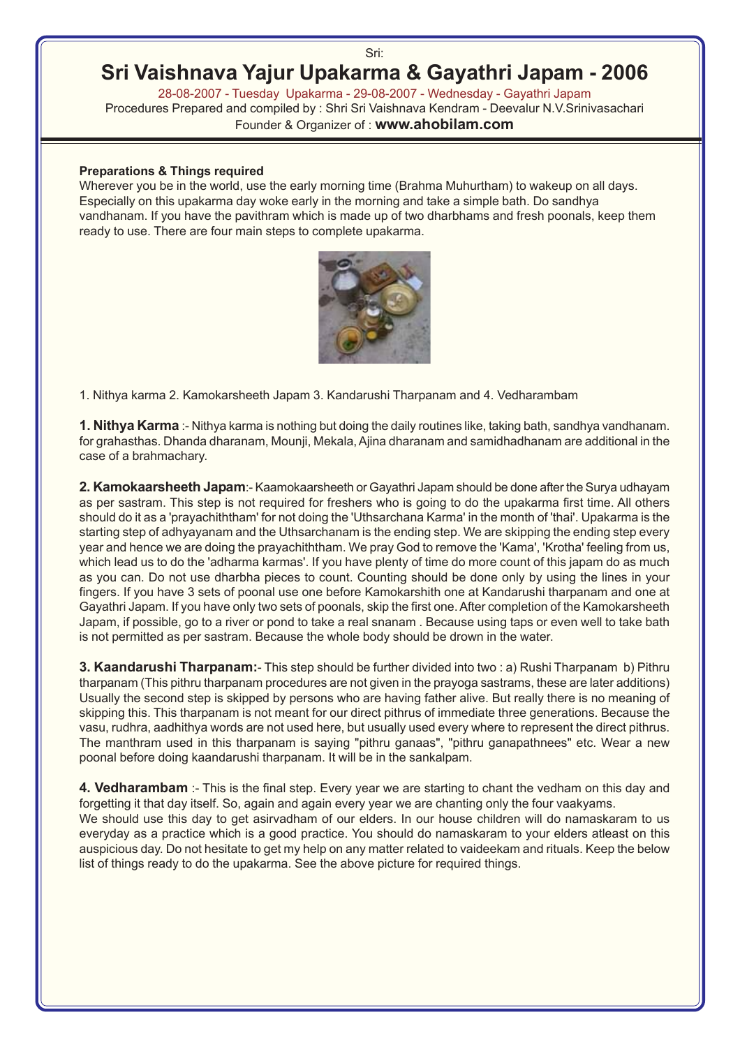Sri:

# Sri Vaishnava Yajur Upakarma & Gayathri Japam - 2006

28-08-2007 - Tuesday Upakarma - 29-08-2007 - Wednesday - Gayathri Japam

Procedures Prepared and compiled by : Shri Sri Vaishnava Kendram - Deevalur N.V.Srinivasachari

Founder & Organizer of : **www.ahobilam.com**

**Preparations & Things required**

Wherever you be in the world, use the early morning time (Brahma Muhurtham) to wakeup on all days. Especially on this upakarma day woke early in the morning and take a simple bath. Do sandhya vandhanam. If you have the pavithram which is made up of two dharbhams and fresh poonals, keep them ready to use. There are four main steps to complete upakarma.

1. Nithya karma 2. Kamokarsheeth Japam 3. Kandarushi Tharpanam and 4. Vedharambam

**1. Nithya Karma** :- Nithya karma is nothing but doing the daily routines like, taking bath, sandhya vandhanam. for grahasthas. Dhanda dharanam, Mounji, Mekala, Ajina dharanam and samidhadhanam are additional in the case of a brahmachary.

**2. Kamokaarsheeth Japam**:- Kaamokaarsheeth or Gayathri Japam should be done after the Surya udhayam as per sastram. This step is not required for freshers who is going to do the upakarma first time. All others should do it as a 'prayachiththam' for not doing the 'Uthsarchana Karma' in the month of 'thai'. Upakarma is the starting step of adhyayanam and the Uthsarchanam is the ending step. We are skipping the ending step every year and hence we are doing the prayachiththam. We pray God to remove the 'Kama', 'Krotha' feeling from us, which lead us to do the 'adharma karmas'. If you have plenty of time do more count of this japam do as much as you can. Do not use dharbha pieces to count. Counting should be done only by using the lines in your fingers. If you have 3 sets of poonal use one before Kamokarshith one at Kandarushi tharpanam and one at Gayathri Japam. If you have only two sets of poonals, skip the first one. After completion of the Kamokarsheeth Japam, if possible, go to a river or pond to take a real snanam . Because using taps or even well to take bath is not permitted as per sastram. Because the whole body should be drown in the water.

**3. Kaandarushi Tharpanam:**- This step should be further divided into two : a) Rushi Tharpanam b) Pithru tharpanam (This pithru tharpanam procedures are not given in the prayoga sastrams, these are later additions) Usually the second step is skipped by persons who are having father alive. But really there is no meaning of skipping this. This tharpanam is not meant for our direct pithrus of immediate three generations. Because the vasu, rudhra, aadhithya words are not used here, but usually used every where to represent the direct pithrus. The manthram used in this tharpanam is saying "pithru ganaas", "pithru ganapathnees" etc. Wear a new poonal before doing kaandarushi tharpanam. It will be in the sankalpam.

**4. Vedharambam** :- This is the final step. Every year we are starting to chant the vedham on this day and forgetting it that day itself. So, again and again every year we are chanting only the four vaakyams.

We should use this day to get asirvadham of our elders. In our house children will do namaskaram to us everyday as a practice which is a good practice. You should do namaskaram to your elders atleast on this auspicious day. Do not hesitate to get my help on any matter related to vaideekam and rituals. Keep the below list of things ready to do the upakarma. See the above picture for required things.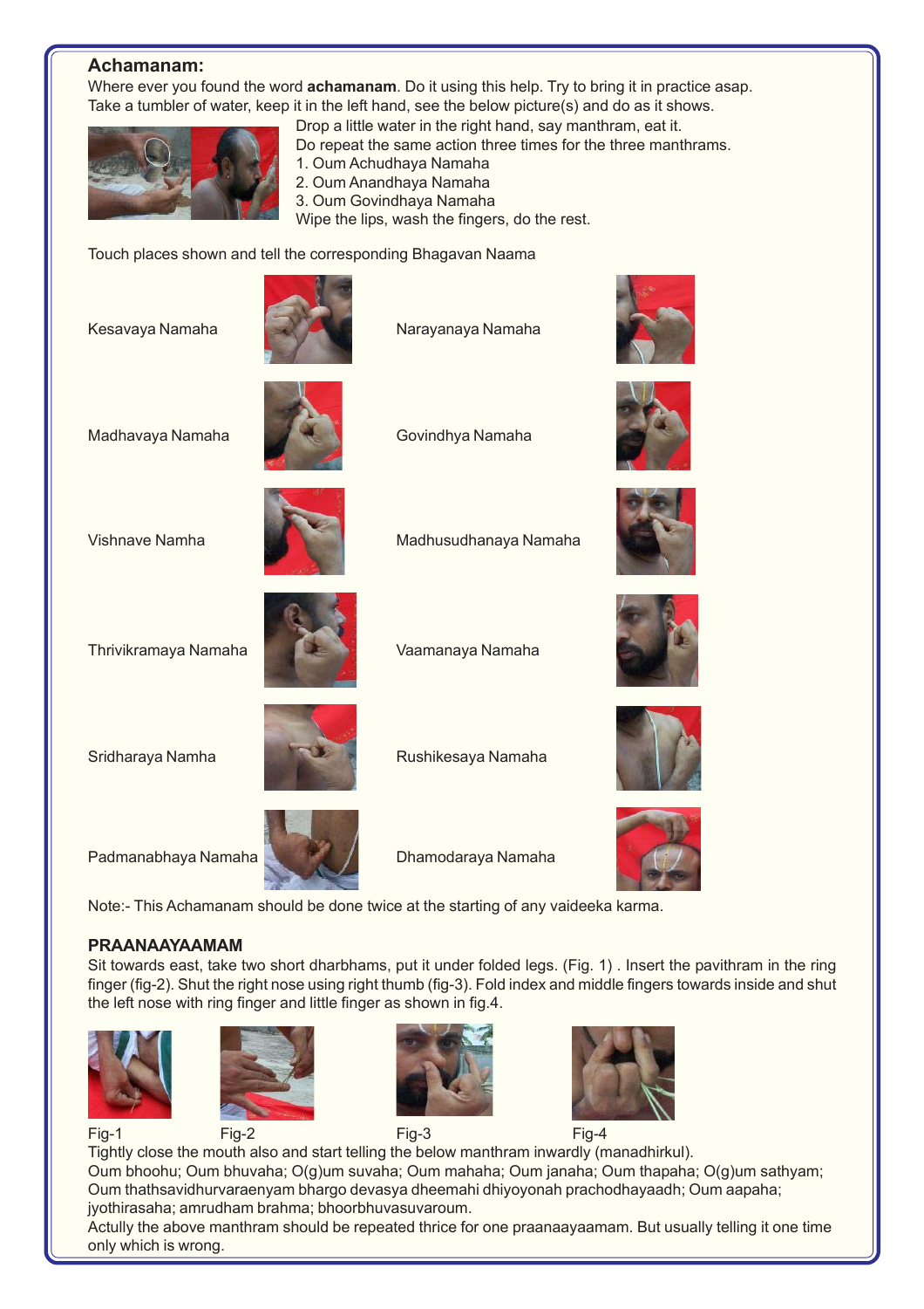## Achamanam:

Where ever you found the word **achamanam**. Do it using this help. Try to bring it in practice asap.
Take a tumbler of water, keep it in the left hand, see the below picture(s) and do as it shows.

Drop a little water in the right hand, say manthram, eat it.
Do repeat the same action three times for the three manthrams.

1. Oum Achudhaya Namaha
2. Oum Anandhaya Namaha
3. Oum Govindhaya Namaha

Wipe the lips, wash the fingers, do the rest.

Touch places shown and tell the corresponding Bhagavan Naama

Kesavaya Namaha

Narayanaya Namaha

Madhavaya Namaha

Govindhya Namaha

Vishnave Namha

Madhusudhanaya Namaha

Thrivikramaya Namaha

Vaamanaya Namaha

Sridharaya Namha

Rushikesaya Namaha

Padmanabhaya Namaha

Dhamodaraya Namaha

Note:- This Achamanam should be done twice at the starting of any vaideeka karma.

## PRAANAAYAAMAM

Sit towards east, take two short dharbhams, put it under folded legs. (Fig. 1) . Insert the pavithram in the ring finger (fig-2). Shut the right nose using right thumb (fig-3). Fold index and middle fingers towards inside and shut the left nose with ring finger and little finger as shown in fig.4.

Fig-1 Fig-2 Fig-3 Fig-4

Tightly close the mouth also and start telling the below manthram inwardly (manadhirkul).
Oum bhoohu; Oum bhuvaha; O(g)um suvaha; Oum mahaha; Oum janaha; Oum thapaha; O(g)um sathyam; Oum thathsavidhurvaraenyam bhargo devasya dheemahi dhiyoyonah prachodhayaadh; Oum aapaha; jyothirasaha; amrudham brahma; bhoorbhuvasuvaroum.
Actully the above manthram should be repeated thrice for one praanaayaamam. But usually telling it one time only which is wrong.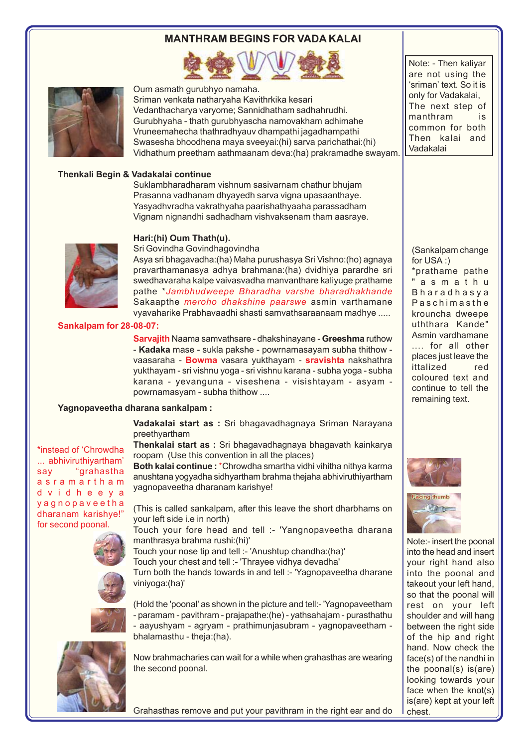## MANTHRAM BEGINS FOR VADA KALAI

Oum asmath gurubhyo namaha.
Sriman venkata natharyaha Kavithrkika kesari
Vedanthacharya varyome; Sannidhatham sadhahrudhi.
Gurubhyaha - thath gurubhyascha namovakham adhimahe
Vruneemahecha thathradhyauv dhampathi jagadhampathi
Swasesha bhoodhena maya sveeyai:(hi) sarva parichathai:(hi)
Vidhathum preetham aathmaanam deva:(ha) prakramadhe swayam.

Note: - Then kaliyar are not using the 'sriman' text. So it is only for Vadakalai, The next step of manthram is common for both Then kalai and Vadakalai

**Thenkali Begin & Vadakalai continue**

Suklambharadharam vishnum sasivarnam chathur bhujam
Prasanna vadhanam dhyayedh sarva vigna upasaanthaye.
Yasyadhvradha vakrathyaha paarishathyaaha parassadham
Vignam nignandhi sadhadham vishvaksenam tham aasraye.

**Hari:(hi) Oum Thath(u).**

Sri Govindha Govindhagovindha
Asya sri bhagavadha:(ha) Maha purushasya Sri Vishno:(ho) agnaya pravarthamanasya adhya brahmana:(ha) dvidhiya parardhe sri swedhavaraha kalpe vaivasvadha manvanthare kaliyuge prathame pathe **Jambhudweepe Bharadha varshe bharadhakhande* Sakaapthe *meroho dhakshine paarswe* asmin varthamane vyavaharike Prabhavaadhi shasti samvathsaraanaam madhye .....

(Sankalpam change for USA :)
*prathame pathe "asmathu Bharadhasya Paschimasthe krouncha dweepe uththara Kande" Asmin vardhamane .... for all other places just leave the ittalized red coloured text and continue to tell the remaining text.

**Sankalpam for 28-08-07:**

**Sarvajith** Naama samvathsare - dhakshinayane - **Greeshma** ruthow - **Kadaka** mase - sukla pakshe - powrnamasayam subha thithow - vaasaraha - **Bowma** vasara yukthayam - **sravishta** nakshathra yukthayam - sri vishnu yoga - sri vishnu karana - subha yoga - subha karana - yevanguna - viseshena - visishtayam - asyam - powrnamasyam - subha thithow ....

**Yagnopaveetha dharana sankalpam :**

**Vadakalai start as :** Sri bhagavadhagnaya Sriman Narayana preethyartham
**Thenkalai start as :** Sri bhagavadhagnaya bhagavath kainkarya roopam (Use this convention in all the places)
**Both kalai continue :** *Chrowdha smartha vidhi vihitha nithya karma anushtana yogyadha sidhyartham brahma thejaha abhiviruthiyartham yagnopaveetha dharanam karishye!

*instead of 'Chrowdha ... abhiviruthiyartham' say "grahastha asramartham dvidheeya yagnopaveetha dharanam karishye!" for second poonal.

(This is called sankalpam, after this leave the short dharbhams on your left side i.e in north)
Touch your fore head and tell :- 'Yangnopaveetha dharana manthrasya brahma rushi:(hi)'
Touch your nose tip and tell :- 'Anushtup chandha:(ha)'
Touch your chest and tell :- 'Thrayee vidhya devadha'
Turn both the hands towards in and tell :- 'Yagnopaveetha dharane viniyoga:(ha)'

(Hold the 'poonal' as shown in the picture and tell:- 'Yagnopaveetham - paramam - pavithram - prajapathe:(he) - yathsahajam - purasthathu - aayushyam - agryam - prathimunjasubram - yagnopaveetham - bhalamasthu - theja:(ha).

Facing thumb

Note:- insert the poonal into the head and insert your right hand also into the poonal and takeout your left hand, so that the poonal will rest on your left shoulder and will hang between the right side of the hip and right hand. Now check the face(s) of the nandhi in the poonal(s) is(are) looking towards your face when the knot(s) is(are) kept at your left chest.

Now brahmacharies can wait for a while when grahasthas are wearing the second poonal.

Grahasthas remove and put your pavithram in the right ear and do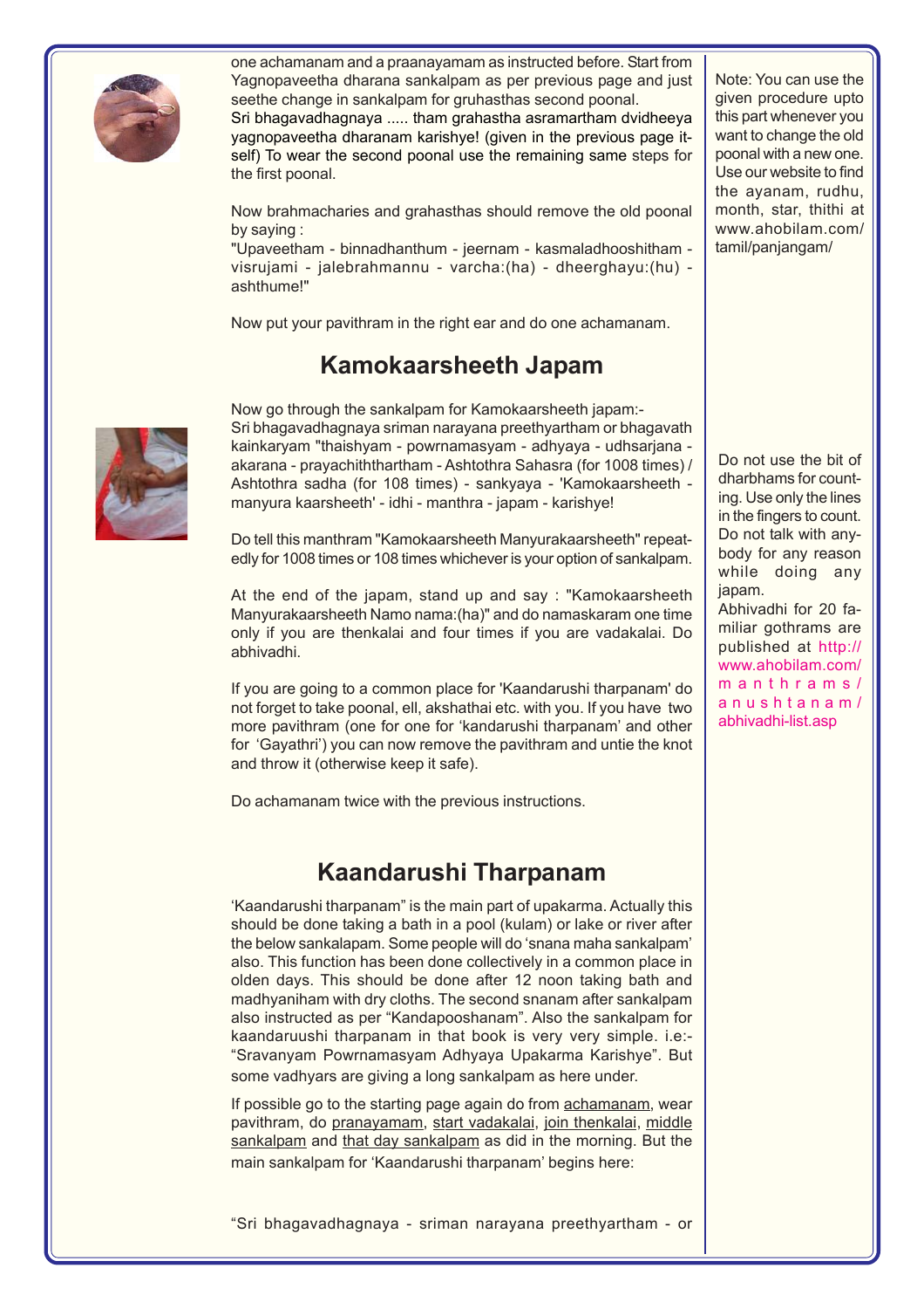one achamanam and a praanayamam as instructed before. Start from Yagnopaveetha dharana sankalpam as per previous page and just seethe change in sankalpam for gruhasthas second poonal.
Sri bhagavadhagnaya ..... tham grahastha asramartham dvidheeya yagnopaveetha dharanam karishye! (given in the previous page itself) To wear the second poonal use the remaining same steps for the first poonal.

Note: You can use the given procedure upto this part whenever you want to change the old poonal with a new one. Use our website to find the ayanam, rudhu, month, star, thithi at www.ahobilam.com/tamil/panjangam/

Now brahmacharies and grahasthas should remove the old poonal by saying :
"Upaveetham - binnadhanthum - jeernam - kasmaladhooshitham - visrujami - jalebrahmannu - varcha:(ha) - dheerghayu:(hu) - ashthume!"

Now put your pavithram in the right ear and do one achamanam.

## Kamokaarsheeth Japam

Now go through the sankalpam for Kamokaarsheeth japam:-
Sri bhagavadhagnaya sriman narayana preethyartham or bhagavath kainkaryam "thaishyam - powrnamasyam - adhyaya - udhsarjana - akarana - prayachiththartham - Ashtothra Sahasra (for 1008 times) / Ashtothra sadha (for 108 times) - sankyaya - 'Kamokaarsheeth - manyura kaarsheeth' - idhi - manthra - japam - karishye!

Do tell this manthram "Kamokaarsheeth Manyurakaarsheeth" repeatedly for 1008 times or 108 times whichever is your option of sankalpam.

At the end of the japam, stand up and say : "Kamokaarsheeth Manyurakaarsheeth Namo nama:(ha)" and do namaskaram one time only if you are thenkalai and four times if you are vadakalai. Do abhivadhi.

Do not use the bit of dharbhams for counting. Use only the lines in the fingers to count. Do not talk with anybody for any reason while doing any japam.
Abhivadhi for 20 familiar gothrams are published at http://www.ahobilam.com/manthrams/anushtanam/abhivadhi-list.asp

If you are going to a common place for 'Kaandarushi tharpanam' do not forget to take poonal, ell, akshathai etc. with you. If you have two more pavithram (one for one for 'kandarushi tharpanam' and other for 'Gayathri') you can now remove the pavithram and untie the knot and throw it (otherwise keep it safe).

Do achamanam twice with the previous instructions.

## Kaandarushi Tharpanam

'Kaandarushi tharpanam" is the main part of upakarma. Actually this should be done taking a bath in a pool (kulam) or lake or river after the below sankalapam. Some people will do 'snana maha sankalpam' also. This function has been done collectively in a common place in olden days. This should be done after 12 noon taking bath and madhyaniham with dry cloths. The second snanam after sankalpam also instructed as per "Kandapooshanam". Also the sankalpam for kaandaruushi tharpanam in that book is very very simple. i.e:- "Sravanyam Powrnamasyam Adhyaya Upakarma Karishye". But some vadhyars are giving a long sankalpam as here under.

If possible go to the starting page again do from achamanam, wear pavithram, do pranayamam, start vadakalai, join thenkalai, middle sankalpam and that day sankalpam as did in the morning. But the main sankalpam for 'Kaandarushi tharpanam' begins here:

"Sri bhagavadhagnaya - sriman narayana preethyartham - or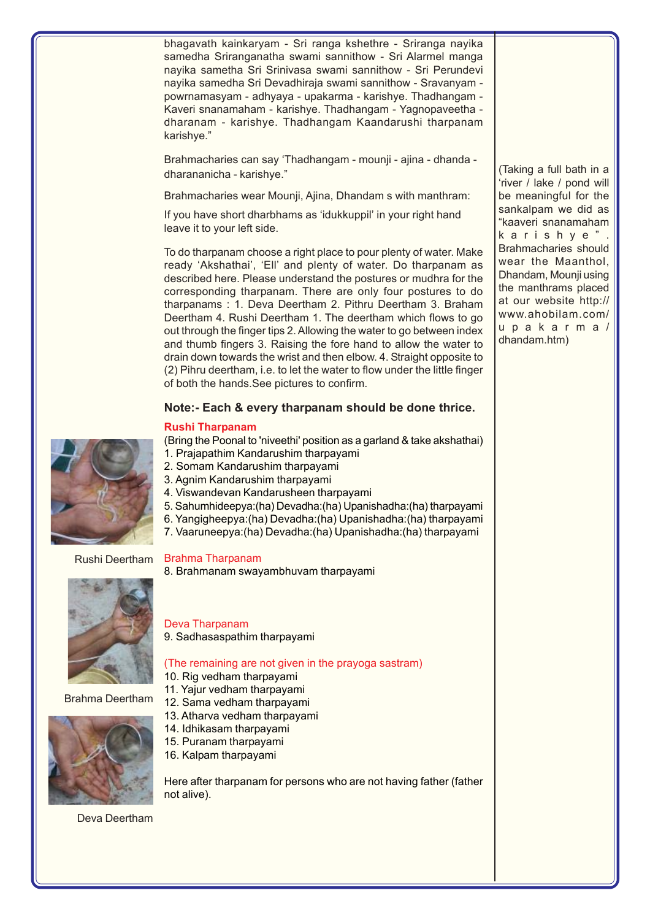bhagavath kainkaryam - Sri ranga kshethre - Sriranga nayika samedha Sriranganatha swami sannithow - Sri Alarmel manga nayika sametha Sri Srinivasa swami sannithow - Sri Perundevi nayika samedha Sri Devadhiraja swami sannithow - Sravanyam - powrnamasyam - adhyaya - upakarma - karishye. Thadhangam - Kaveri snanamaham - karishye. Thadhangam - Yagnopaveetha - dharanam - karishye. Thadhangam Kaandarushi tharpanam karishye."

Brahmacharies can say 'Thadhangam - mounji - ajina - dhanda - dharananicha - karishye."

Brahmacharies wear Mounji, Ajina, Dhandam s with manthram:

If you have short dharbhams as 'idukkuppil' in your right hand leave it to your left side.

To do tharpanam choose a right place to pour plenty of water. Make ready 'Akshathai', 'Ell' and plenty of water. Do tharpanam as described here. Please understand the postures or mudhra for the corresponding tharpanam. There are only four postures to do tharpanams : 1. Deva Deertham 2. Pithru Deertham 3. Braham Deertham 4. Rushi Deertham 1. The deertham which flows to go out through the finger tips 2. Allowing the water to go between index and thumb fingers 3. Raising the fore hand to allow the water to drain down towards the wrist and then elbow. 4. Straight opposite to (2) Pihru deertham, i.e. to let the water to flow under the little finger of both the hands.See pictures to confirm.

(Taking a full bath in a 'river / lake / pond will be meaningful for the sankalpam we did as "kaaveri snanamaham karishye". Brahmacharies should wear the Maanthol, Dhandam, Mounji using the manthrams placed at our website http://www.ahobilam.com/upakarma/dhandam.htm)

**Note:- Each & every tharpanam should be done thrice.**

**Rushi Tharpanam**

(Bring the Poonal to 'niveethi' position as a garland & take akshathai)

1. Prajapathim Kandarushim tharpayami
2. Somam Kandarushim tharpayami
3. Agnim Kandarushim tharpayami
4. Viswandevan Kandarusheen tharpayami
5. Sahumhideepya:(ha) Devadha:(ha) Upanishadha:(ha) tharpayami
6. Yangigheepya:(ha) Devadha:(ha) Upanishadha:(ha) tharpayami
7. Vaaruneepya:(ha) Devadha:(ha) Upanishadha:(ha) tharpayami

Rushi Deertham

Brahma Tharpanam

8. Brahmanam swayambhuvam tharpayami

Brahma Deertham

Deva Tharpanam

9. Sadhasaspathim tharpayami

(The remaining are not given in the prayoga sastram)

10. Rig vedham tharpayami
11. Yajur vedham tharpayami
12. Sama vedham tharpayami
13. Atharva vedham tharpayami
14. Idhikasam tharpayami
15. Puranam tharpayami
16. Kalpam tharpayami

Here after tharpanam for persons who are not having father (father not alive).

Deva Deertham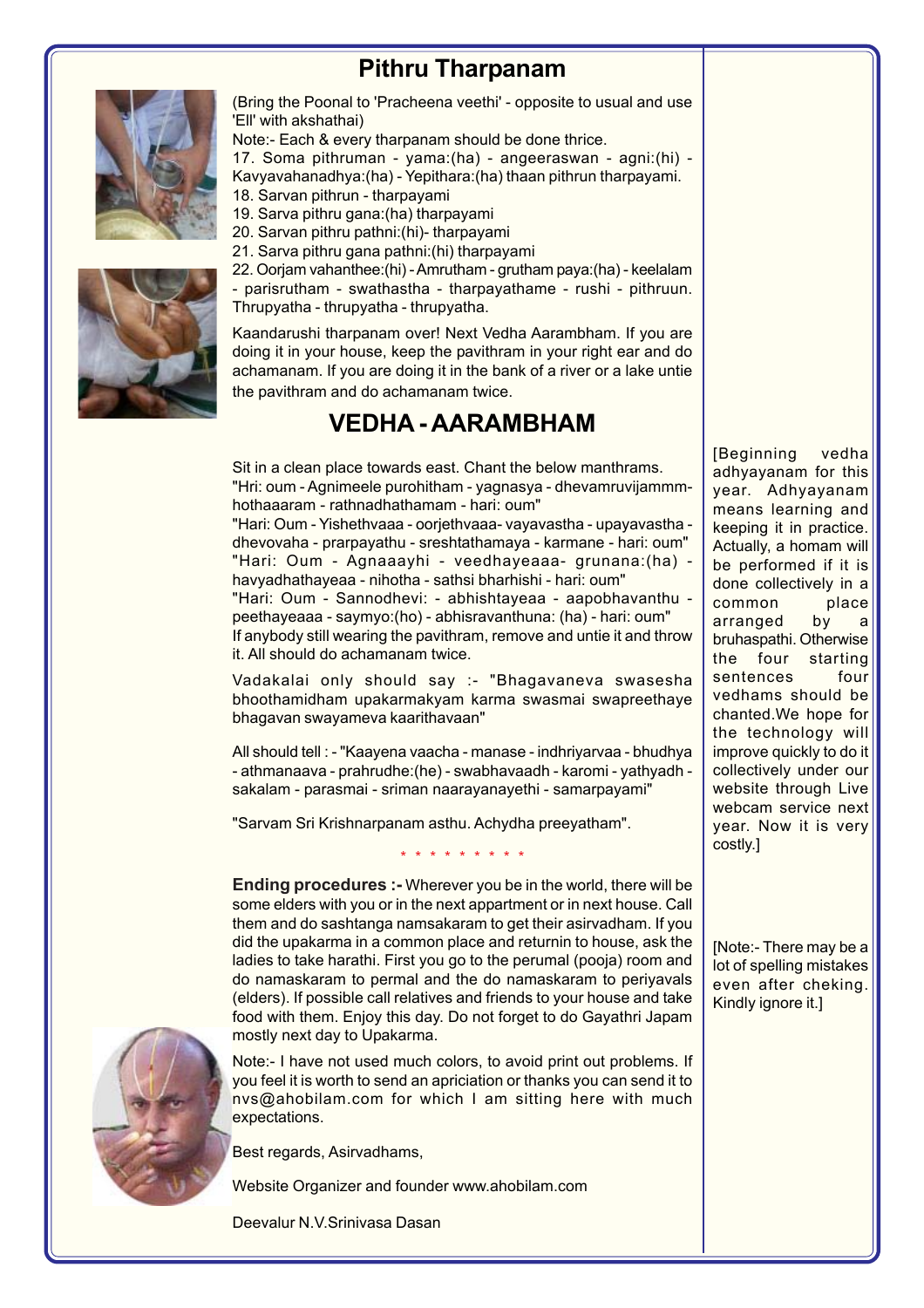# Pithru Tharpanam

(Bring the Poonal to 'Pracheena veethi' - opposite to usual and use 'Ell' with akshathai)

Note:- Each & every tharpanam should be done thrice.

17. Soma pithruman - yama:(ha) - angeeraswan - agni:(hi) - Kavyavahanadhya:(ha) - Yepithara:(ha) thaan pithrun tharpayami.
18. Sarvan pithrun - tharpayami
19. Sarva pithru gana:(ha) tharpayami
20. Sarvan pithru pathni:(hi)- tharpayami
21. Sarva pithru gana pathni:(hi) tharpayami
22. Oorjam vahanthee:(hi) - Amrutham - grutham paya:(ha) - keelalam - parisrutham - swathastha - tharpayathame - rushi - pithruun. Thrupyatha - thrupyatha - thrupyatha.

Kaandarushi tharpanam over! Next Vedha Aarambham. If you are doing it in your house, keep the pavithram in your right ear and do achamanam. If you are doing it in the bank of a river or a lake untie the pavithram and do achamanam twice.

# VEDHA - AARAMBHAM

Sit in a clean place towards east. Chant the below manthrams.

"Hri: oum - Agnimeele purohitham - yagnasya - dhevamruvijammm-hothaaaram - rathnadhathamam - hari: oum"

"Hari: Oum - Yishethvaaa - oorjethvaa- vayavastha - upayavastha - dhevovaha - prarpayathu - sreshtathamaya - karmane - hari: oum"

"Hari: Oum - Agnaaayhi - veedhayeaaa- grunana:(ha) - havyadhathayeaa - nihotha - sathsi bharhishi - hari: oum"

"Hari: Oum - Sannodhevi: - abhishtayeaa - aapobhavanthu - peethayeaaa - saymyo:(ho) - abhisravanthuna: (ha) - hari: oum"

If anybody still wearing the pavithram, remove and untie it and throw it. All should do achamanam twice.

Vadakalai only should say :- "Bhagavaneva swasesha bhoothamidham upakarmakyam karma swasmai swapreethaye bhagavan swayameva kaarithavaan"

All should tell : - "Kaayena vaacha - manase - indhriyarvaa - bhudhya - athmanaava - prahrudhe:(he) - swabhavaadh - karomi - yathyadh - sakalam - parasmai - sriman naarayanayethi - samarpayami"

"Sarvam Sri Krishnarpanam asthu. Achydha preeyatham".

\* \* \* \* \* \* \* \* \*

**Ending procedures :-** Wherever you be in the world, there will be some elders with you or in the next appartment or in next house. Call them and do sashtanga namsakaram to get their asirvadham. If you did the upakarma in a common place and returnin to house, ask the ladies to take harathi. First you go to the perumal (pooja) room and do namaskaram to permal and the do namaskaram to periyavals (elders). If possible call relatives and friends to your house and take food with them. Enjoy this day. Do not forget to do Gayathri Japam mostly next day to Upakarma.

Note:- I have not used much colors, to avoid print out problems. If you feel it is worth to send an apriciation or thanks you can send it to nvs@ahobilam.com for which I am sitting here with much expectations.

Best regards, Asirvadhams,

Website Organizer and founder www.ahobilam.com

Deevalur N.V.Srinivasa Dasan

[Beginning vedha adhyayanam for this year. Adhyayanam means learning and keeping it in practice. Actually, a homam will be performed if it is done collectively in a common place arranged by a bruhaspathi. Otherwise the four starting sentences four vedhams should be chanted.We hope for the technology will improve quickly to do it collectively under our website through Live webcam service next year. Now it is very costly.]

[Note:- There may be a lot of spelling mistakes even after cheking. Kindly ignore it.]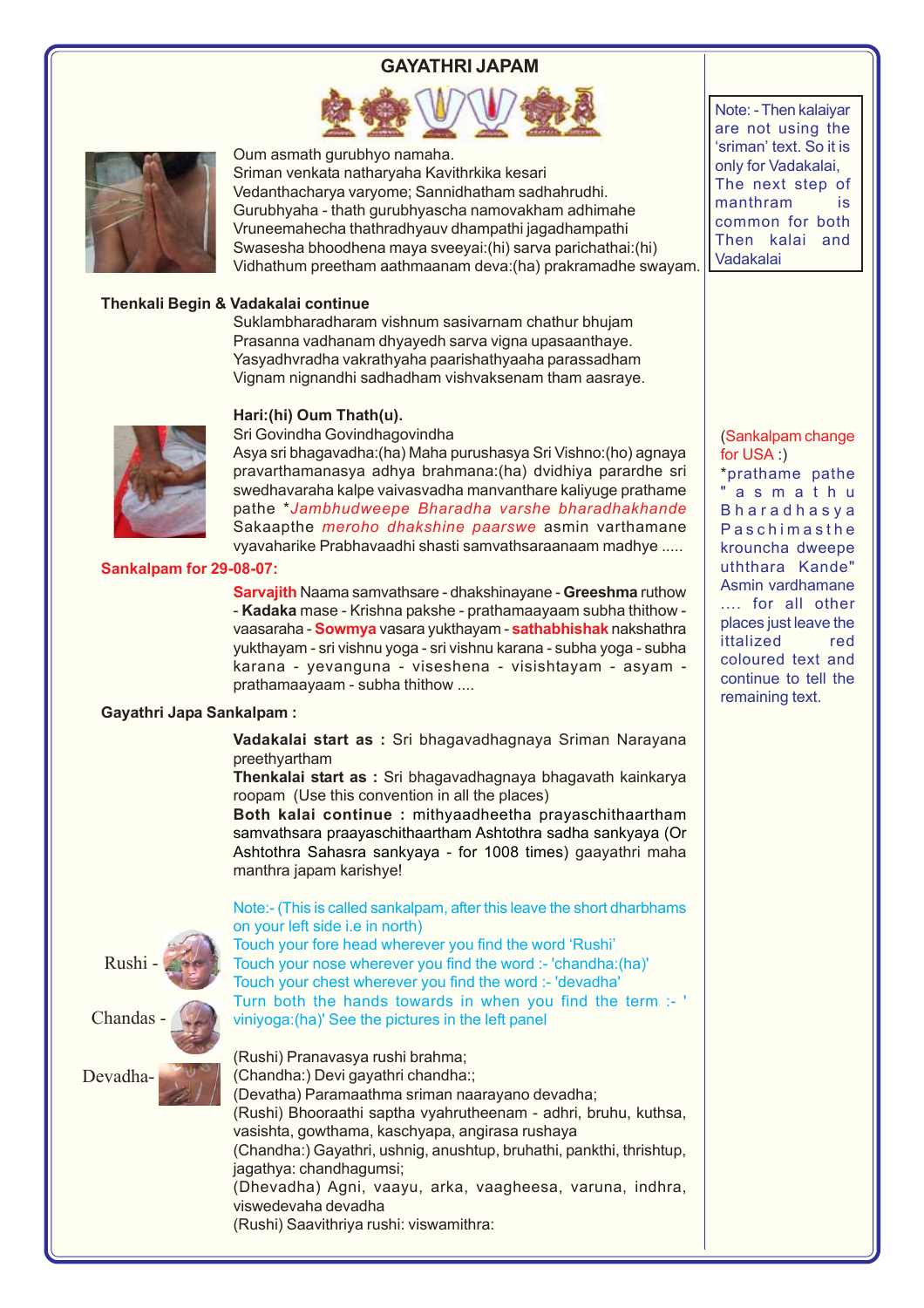# GAYATHRI JAPAM

Oum asmath gurubhyo namaha.
Sriman venkata natharyaha Kavithrkika kesari
Vedanthacharya varyome; Sannidhatham sadhahrudhi.
Gurubhyaha - thath gurubhyascha namovakham adhimahe
Vruneemahecha thathradhyauv dhampathi jagadhampathi
Swasesha bhoodhena maya sveeyai:(hi) sarva parichathai:(hi)
Vidhathum preetham aathmaanam deva:(ha) prakramadhe swayam.

> Note: - Then kalaiyar are not using the 'sriman' text. So it is only for Vadakalai, The next step of manthram is common for both Then kalai and Vadakalai

**Thenkali Begin & Vadakalai continue**

Suklambharadharam vishnum sasivarnam chathur bhujam
Prasanna vadhanam dhyayedh sarva vigna upasaanthaye.
Yasyadhvradha vakrathyaha paarishathyaaha parassadham
Vignam nignandhi sadhadham vishvaksenam tham aasraye.

**Hari:(hi) Oum Thath(u).**

Sri Govindha Govindhagovindha
Asya sri bhagavadha:(ha) Maha purushasya Sri Vishno:(ho) agnaya pravarthamanasya adhya brahmana:(ha) dvidhiya parardhe sri swedhavaraha kalpe vaivasvadha manvanthare kaliyuge prathame pathe *_Jambhudweepe Bharadha varshe bharadhakhande_ Sakaapthe _meroho dhakshine paarswe_ asmin varthamane vyavaharike Prabhavaadhi shasti samvathsaraanaam madhye .....

> (Sankalpam change for USA :)
> *prathame pathe "asmathu Bharadhasya Paschimasthe krouncha dweepe uththara Kande" Asmin vardhamane .... for all other places just leave the ittalized red coloured text and continue to tell the remaining text.

**Sankalpam for 29-08-07:**

**Sarvajith** Naama samvathsare - dhakshinayane - **Greeshma** ruthow - **Kadaka** mase - Krishna pakshe - prathamaayaam subha thithow - vaasaraha - **Sowmya** vasara yukthayam - **sathabhishak** nakshathra yukthayam - sri vishnu yoga - sri vishnu karana - subha yoga - subha karana - yevanguna - viseshena - visishtayam - asyam - prathamaayaam - subha thithow ....

**Gayathri Japa Sankalpam :**

**Vadakalai start as :** Sri bhagavadhagnaya Sriman Narayana preethyartham
**Thenkalai start as :** Sri bhagavadhagnaya bhagavath kainkarya roopam (Use this convention in all the places)
**Both kalai continue :** mithyaadheetha prayaschithaartham samvathsara praayaschithaartham Ashtothra sadha sankyaya (Or Ashtothra Sahasra sankyaya - for 1008 times) gaayathri maha manthra japam karishye!

Note:- (This is called sankalpam, after this leave the short dharbhams on your left side i.e in north)
Touch your fore head wherever you find the word 'Rushi'
Touch your nose wherever you find the word :- 'chandha:(ha)'
Touch your chest wherever you find the word :- 'devadha'
Turn both the hands towards in when you find the term :- ' viniyoga:(ha)' See the pictures in the left panel

Rushi -
Chandas -
Devadha-

(Rushi) Pranavasya rushi brahma;
(Chandha:) Devi gayathri chandha:;
(Devatha) Paramaathma sriman naarayano devadha;
(Rushi) Bhooraathi saptha vyahrutheenam - adhri, bruhu, kuthsa, vasishta, gowthama, kaschyapa, angirasa rushaya
(Chandha:) Gayathri, ushnig, anushtup, bruhathi, pankthi, thrishtup, jagathya: chandhagumsi;
(Dhevadha) Agni, vaayu, arka, vaagheesa, varuna, indhra, viswedevaha devadha
(Rushi) Saavithriya rushi: viswamithra: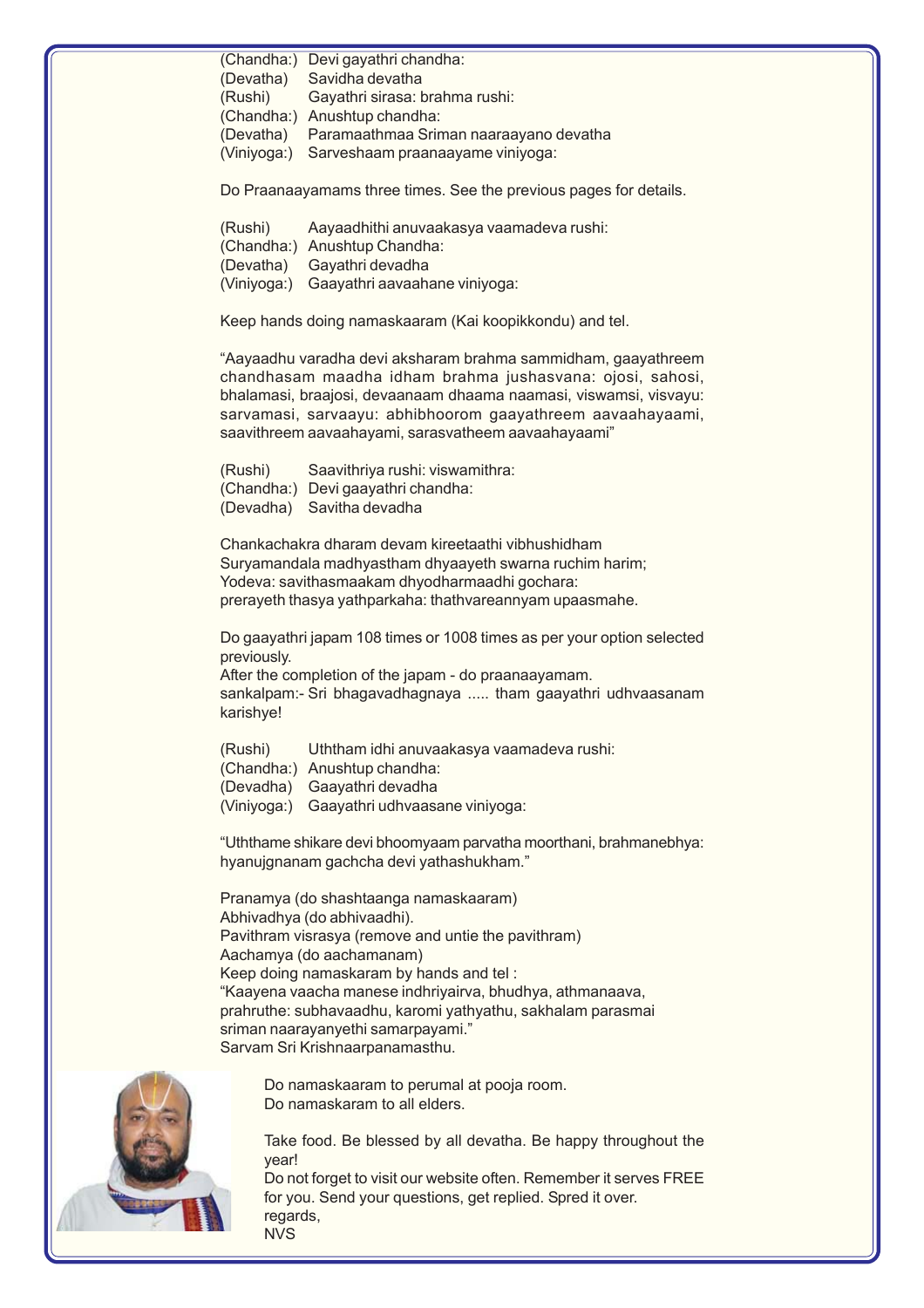(Chandha:) Devi gayathri chandha:
(Devatha) Savidha devatha
(Rushi) Gayathri sirasa: brahma rushi:
(Chandha:) Anushtup chandha:
(Devatha) Paramaathmaa Sriman naaraayano devatha
(Viniyoga:) Sarveshaam praanaayame viniyoga:

Do Praanaayamams three times. See the previous pages for details.

(Rushi) Aayaadhithi anuvaakasya vaamadeva rushi:
(Chandha:) Anushtup Chandha:
(Devatha) Gayathri devadha
(Viniyoga:) Gaayathri aavaahane viniyoga:

Keep hands doing namaskaaram (Kai koopikkondu) and tel.

“Aayaadhu varadha devi aksharam brahma sammidham, gaayathreem chandhasam maadha idham brahma jushasvana: ojosi, sahosi, bhalamasi, braajosi, devaanaam dhaama naamasi, viswamsi, visvayu: sarvamasi, sarvaayu: abhibhoorom gaayathreem aavaahayaami, saavithreem aavaahayami, sarasvatheem aavaahayaami”

(Rushi) Saavithriya rushi: viswamithra:
(Chandha:) Devi gaayathri chandha:
(Devadha) Savitha devadha

Chankachakra dharam devam kireetaathi vibhushidham
Suryamandala madhyastham dhyaayeth swarna ruchim harim;
Yodeva: savithasmaakam dhyodharmaadhi gochara:
prerayeth thasya yathparkaha: thathvareannyam upaasmahe.

Do gaayathri japam 108 times or 1008 times as per your option selected previously.
After the completion of the japam - do praanaayamam.
sankalpam:- Sri bhagavadhagnaya ..... tham gaayathri udhvaasanam karishye!

(Rushi) Uththam idhi anuvaakasya vaamadeva rushi:
(Chandha:) Anushtup chandha:
(Devadha) Gaayathri devadha
(Viniyoga:) Gaayathri udhvaasane viniyoga:

“Uththame shikare devi bhoomyaam parvatha moorthani, brahmanebhya: hyanujgnanam gachcha devi yathashukham.”

Pranamya (do shashtaanga namaskaaram)
Abhivadhya (do abhivaadhi).
Pavithram visrasya (remove and untie the pavithram)
Aachamya (do aachamanam)
Keep doing namaskaram by hands and tel :
“Kaayena vaacha manese indhriyairva, bhudhya, athmanaava, prahruthe: subhavaadhu, karomi yathyathu, sakhalam parasmai sriman naarayanyethi samarpayami.”
Sarvam Sri Krishnaarpanamasthu.

Do namaskaaram to perumal at pooja room.
Do namaskaram to all elders.

Take food. Be blessed by all devatha. Be happy throughout the year!
Do not forget to visit our website often. Remember it serves FREE for you. Send your questions, get replied. Spred it over.
regards,
NVS